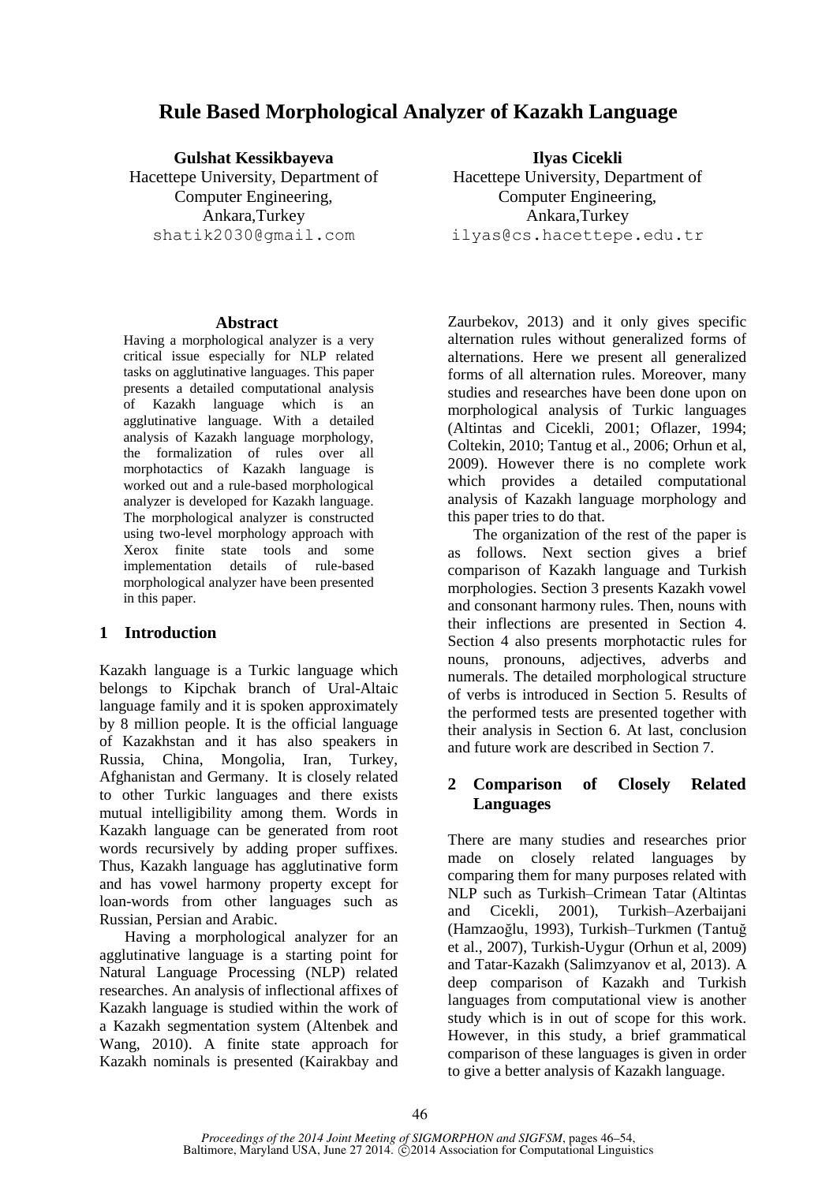# Rule Based Morphological Analyzer of Kazakh Language

**Gulshat Kessikbayeva**
Hacettepe University, Department of Computer Engineering,
Ankara,Turkey
shatik2030@gmail.com

**Ilyas Cicekli**
Hacettepe University, Department of Computer Engineering,
Ankara,Turkey
ilyas@cs.hacettepe.edu.tr

## Abstract

Having a morphological analyzer is a very critical issue especially for NLP related tasks on agglutinative languages. This paper presents a detailed computational analysis of Kazakh language which is an agglutinative language. With a detailed analysis of Kazakh language morphology, the formalization of rules over all morphotactics of Kazakh language is worked out and a rule-based morphological analyzer is developed for Kazakh language. The morphological analyzer is constructed using two-level morphology approach with Xerox finite state tools and some implementation details of rule-based morphological analyzer have been presented in this paper.

## 1 Introduction

Kazakh language is a Turkic language which belongs to Kipchak branch of Ural-Altaic language family and it is spoken approximately by 8 million people. It is the official language of Kazakhstan and it has also speakers in Russia, China, Mongolia, Iran, Turkey, Afghanistan and Germany. It is closely related to other Turkic languages and there exists mutual intelligibility among them. Words in Kazakh language can be generated from root words recursively by adding proper suffixes. Thus, Kazakh language has agglutinative form and has vowel harmony property except for loan-words from other languages such as Russian, Persian and Arabic.

Having a morphological analyzer for an agglutinative language is a starting point for Natural Language Processing (NLP) related researches. An analysis of inflectional affixes of Kazakh language is studied within the work of a Kazakh segmentation system (Altenbek and Wang, 2010). A finite state approach for Kazakh nominals is presented (Kairakbay and Zaurbekov, 2013) and it only gives specific alternation rules without generalized forms of alternations. Here we present all generalized forms of all alternation rules. Moreover, many studies and researches have been done upon on morphological analysis of Turkic languages (Altintas and Cicekli, 2001; Oflazer, 1994; Coltekin, 2010; Tantug et al., 2006; Orhun et al, 2009). However there is no complete work which provides a detailed computational analysis of Kazakh language morphology and this paper tries to do that.

The organization of the rest of the paper is as follows. Next section gives a brief comparison of Kazakh language and Turkish morphologies. Section 3 presents Kazakh vowel and consonant harmony rules. Then, nouns with their inflections are presented in Section 4. Section 4 also presents morphotactic rules for nouns, pronouns, adjectives, adverbs and numerals. The detailed morphological structure of verbs is introduced in Section 5. Results of the performed tests are presented together with their analysis in Section 6. At last, conclusion and future work are described in Section 7.

## 2 Comparison of Closely Related Languages

There are many studies and researches prior made on closely related languages by comparing them for many purposes related with NLP such as Turkish–Crimean Tatar (Altintas and Cicekli, 2001), Turkish–Azerbaijani (Hamzaoğlu, 1993), Turkish–Turkmen (Tantuğ et al., 2007), Turkish-Uygur (Orhun et al, 2009) and Tatar-Kazakh (Salimzyanov et al, 2013). A deep comparison of Kazakh and Turkish languages from computational view is another study which is in out of scope for this work. However, in this study, a brief grammatical comparison of these languages is given in order to give a better analysis of Kazakh language.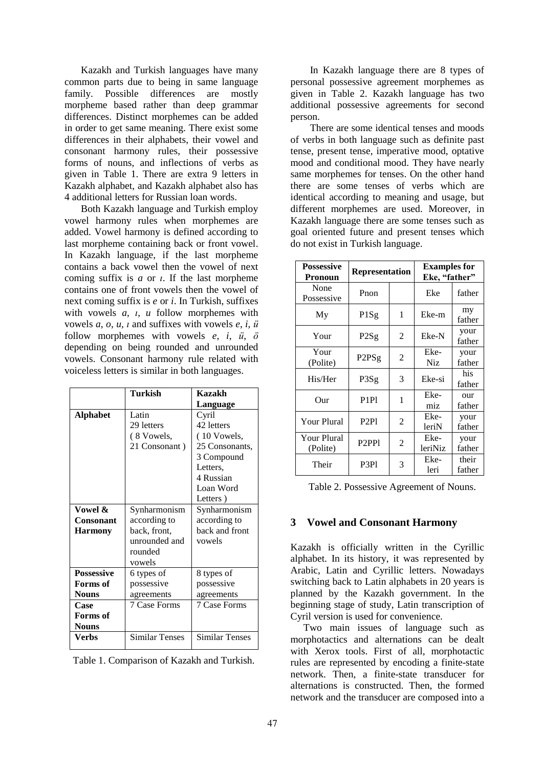Kazakh and Turkish languages have many common parts due to being in same language family. Possible differences are mostly morpheme based rather than deep grammar differences. Distinct morphemes can be added in order to get same meaning. There exist some differences in their alphabets, their vowel and consonant harmony rules, their possessive forms of nouns, and inflections of verbs as given in Table 1. There are extra 9 letters in Kazakh alphabet, and Kazakh alphabet also has 4 additional letters for Russian loan words.

Both Kazakh language and Turkish employ vowel harmony rules when morphemes are added. Vowel harmony is defined according to last morpheme containing back or front vowel. In Kazakh language, if the last morpheme contains a back vowel then the vowel of next coming suffix is *a* or *ı*. If the last morpheme contains one of front vowels then the vowel of next coming suffix is *e* or *i*. In Turkish, suffixes with vowels *a*, *ı*, *u* follow morphemes with vowels *a*, *o*, *u*, *ı* and suffixes with vowels *e*, *i*, *ü* follow morphemes with vowels *e*, *i*, *ü*, *ö* depending on being rounded and unrounded vowels. Consonant harmony rule related with voiceless letters is similar in both languages.

| | **Turkish** | **Kazakh Language** |
|---|---|---|
| **Alphabet** | Latin 29 letters ( 8 Vowels, 21 Consonant ) | Cyril 42 letters ( 10 Vowels, 25 Consonants, 3 Compound Letters, 4 Russian Loan Word Letters ) |
| **Vowel & Consonant Harmony** | Synharmonism according to back, front, unrounded and rounded vowels | Synharmonism according to back and front vowels |
| **Possessive Forms of Nouns** | 6 types of possessive agreements | 8 types of possessive agreements |
| **Case Forms of Nouns** | 7 Case Forms | 7 Case Forms |
| **Verbs** | Similar Tenses | Similar Tenses |

Table 1. Comparison of Kazakh and Turkish.

In Kazakh language there are 8 types of personal possessive agreement morphemes as given in Table 2. Kazakh language has two additional possessive agreements for second person.

There are some identical tenses and moods of verbs in both language such as definite past tense, present tense, imperative mood, optative mood and conditional mood. They have nearly same morphemes for tenses. On the other hand there are some tenses of verbs which are identical according to meaning and usage, but different morphemes are used. Moreover, in Kazakh language there are some tenses such as goal oriented future and present tenses which do not exist in Turkish language.

| **Possessive Pronoun** | **Representation** | | **Examples for Eke, "father"** | |
|---|---|---|---|---|
| None Possessive | Pnon | | Eke | father |
| My | P1Sg | 1 | Eke-m | my father |
| Your | P2Sg | 2 | Eke-N | your father |
| Your (Polite) | P2PSg | 2 | Eke-Niz | your father |
| His/Her | P3Sg | 3 | Eke-si | his father |
| Our | P1Pl | 1 | Eke-miz | our father |
| Your Plural | P2Pl | 2 | Eke-leriN | your father |
| Your Plural (Polite) | P2PPl | 2 | Eke-leriNiz | your father |
| Their | P3Pl | 3 | Eke-leri | their father |

Table 2. Possessive Agreement of Nouns.

## 3 Vowel and Consonant Harmony

Kazakh is officially written in the Cyrillic alphabet. In its history, it was represented by Arabic, Latin and Cyrillic letters. Nowadays switching back to Latin alphabets in 20 years is planned by the Kazakh government. In the beginning stage of study, Latin transcription of Cyril version is used for convenience.

Two main issues of language such as morphotactics and alternations can be dealt with Xerox tools. First of all, morphotactic rules are represented by encoding a finite-state network. Then, a finite-state transducer for alternations is constructed. Then, the formed network and the transducer are composed into a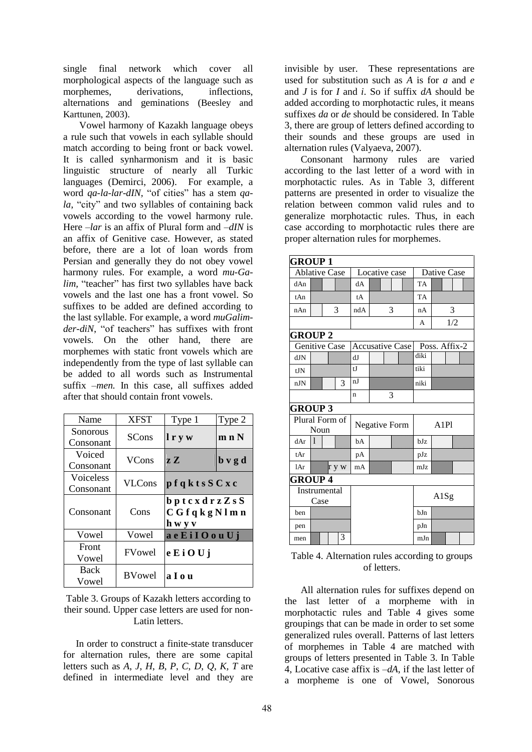single final network which cover all morphological aspects of the language such as morphemes, derivations, inflections, alternations and geminations (Beesley and Karttunen, 2003).

Vowel harmony of Kazakh language obeys a rule such that vowels in each syllable should match according to being front or back vowel. It is called synharmonism and it is basic linguistic structure of nearly all Turkic languages (Demirci, 2006). For example, a word *qa-la-lar-dIN*, "of cities" has a stem *qa-la*, "city" and two syllables of containing back vowels according to the vowel harmony rule. Here *–lar* is an affix of Plural form and *–dIN* is an affix of Genitive case. However, as stated before, there are a lot of loan words from Persian and generally they do not obey vowel harmony rules. For example, a word *mu-Ga-lim*, "teacher" has first two syllables have back vowels and the last one has a front vowel. So suffixes to be added are defined according to the last syllable. For example, a word *muGalim-der-diN*, "of teachers" has suffixes with front vowels. On the other hand, there are morphemes with static front vowels which are independently from the type of last syllable can be added to all words such as Instrumental suffix *–men.* In this case, all suffixes added after that should contain front vowels.

| Name | XFST | Type 1 | Type 2 |
|---|---|---|---|
| Sonorous Consonant | SCons | **l r y w** | **m n N** |
| Voiced Consonant | VCons | **z Z** | **b v g d** |
| Voiceless Consonant | VLCons | **p f q k t s S C x c** | |
| Consonant | Cons | **b p t c x d r z Z s S C G f q k g N l m n h w y v** | |
| Vowel | Vowel | **a e E i I O o u U j** | |
| Front Vowel | FVowel | **e E i O U j** | |
| Back Vowel | BVowel | **a I o u** | |

Table 3. Groups of Kazakh letters according to their sound. Upper case letters are used for non-Latin letters.

In order to construct a finite-state transducer for alternation rules, there are some capital letters such as *A, J, H, B, P, C, D, Q, K, T* are defined in intermediate level and they are invisible by user. These representations are used for substitution such as *A* is for *a* and *e* and *J* is for *I* and *i.* So if suffix *dA* should be added according to morphotactic rules, it means suffixes *da* or *de* should be considered. In Table 3, there are group of letters defined according to their sounds and these groups are used in alternation rules (Valyaeva, 2007).

Consonant harmony rules are varied according to the last letter of a word with in morphotactic rules. As in Table 3, different patterns are presented in order to visualize the relation between common valid rules and to generalize morphotactic rules. Thus, in each case according to morphotactic rules there are proper alternation rules for morphemes.

| **GROUP 1** | | | | | |
|---|---|---|---|---|---|
| Ablative Case | | Locative case | | Dative Case | |
| dAn | | dA | | TA | |
| tAn | | tA | | TA | |
| nAn | 3 | ndA | 3 | nA | 3 |
| | | | | A | 1/2 |
| **GROUP 2** | | | | | |
| Genitive Case | | Accusative Case | | Poss. Affix-2 | |
| dJN | | dJ | | diki | |
| tJN | | tJ | | tiki | |
| nJN | 3 | nJ | | niki | |
| | | n | 3 | | |
| **GROUP 3** | | | | | |
| Plural Form of Noun | | Negative Form | | A1Pl | |
| dAr | l | bA | | bJz | |
| tAr | | pA | | pJz | |
| lAr | r y w | mA | | mJz | |
| **GROUP 4** | | | | | |
| Instrumental Case | | | | A1Sg | |
| ben | | | | bJn | |
| pen | | | | pJn | |
| men | 3 | | | mJn | |

Table 4. Alternation rules according to groups of letters.

All alternation rules for suffixes depend on the last letter of a morpheme with in morphotactic rules and Table 4 gives some groupings that can be made in order to set some generalized rules overall. Patterns of last letters of morphemes in Table 4 are matched with groups of letters presented in Table 3. In Table 4, Locative case affix is *–dA*, if the last letter of a morpheme is one of Vowel, Sonorous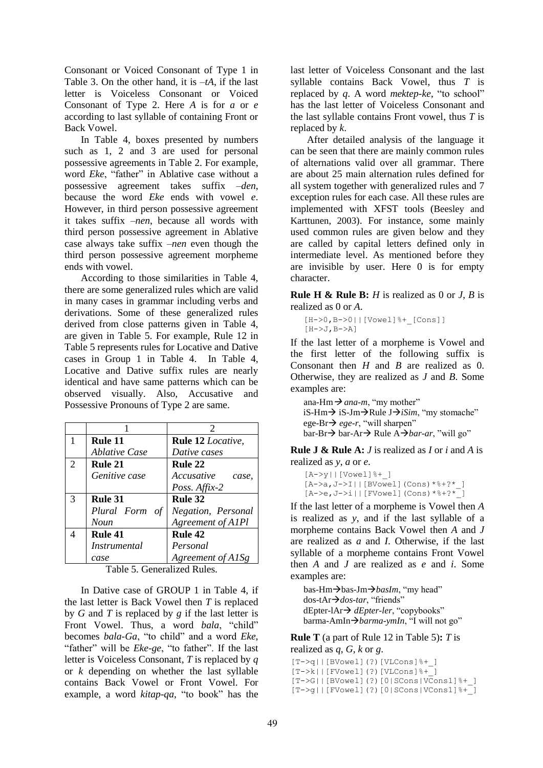Consonant or Voiced Consonant of Type 1 in Table 3. On the other hand, it is *–tA*, if the last letter is Voiceless Consonant or Voiced Consonant of Type 2. Here *A* is for *a* or *e* according to last syllable of containing Front or Back Vowel.

In Table 4, boxes presented by numbers such as 1, 2 and 3 are used for personal possessive agreements in Table 2. For example, word *Eke*, "father" in Ablative case without a possessive agreement takes suffix *–den*, because the word *Eke* ends with vowel *e*. However, in third person possessive agreement it takes suffix *–nen*, because all words with third person possessive agreement in Ablative case always take suffix *–nen* even though the third person possessive agreement morpheme ends with vowel.

According to those similarities in Table 4, there are some generalized rules which are valid in many cases in grammar including verbs and derivations. Some of these generalized rules derived from close patterns given in Table 4, are given in Table 5. For example, Rule 12 in Table 5 represents rules for Locative and Dative cases in Group 1 in Table 4. In Table 4, Locative and Dative suffix rules are nearly identical and have same patterns which can be observed visually. Also, Accusative and Possessive Pronouns of Type 2 are same.

| | 1 | 2 |
|---|---|---|
| 1 | **Rule 11** *Ablative Case* | **Rule 12** *Locative, Dative cases* |
| 2 | **Rule 21** *Genitive case* | **Rule 22** *Accusative case, Poss. Affix-2* |
| 3 | **Rule 31** *Plural Form of Noun* | **Rule 32** *Negation, Personal Agreement of A1Pl* |
| 4 | **Rule 41** *Instrumental case* | **Rule 42** *Personal Agreement of A1Sg* |

Table 5. Generalized Rules.

In Dative case of GROUP 1 in Table 4, if the last letter is Back Vowel then *T* is replaced by *G* and *T* is replaced by *g* if the last letter is Front Vowel. Thus, a word *bala*, "child" becomes *bala-Ga*, "to child" and a word *Eke*, "father" will be *Eke-ge*, "to father". If the last letter is Voiceless Consonant, *T* is replaced by *q* or *k* depending on whether the last syllable contains Back Vowel or Front Vowel. For example, a word *kitap-qa*, "to book" has the last letter of Voiceless Consonant and the last syllable contains Back Vowel, thus *T* is replaced by *q*. A word *mektep-ke*, "to school" has the last letter of Voiceless Consonant and the last syllable contains Front vowel, thus *T* is replaced by *k*.

After detailed analysis of the language it can be seen that there are mainly common rules of alternations valid over all grammar. There are about 25 main alternation rules defined for all system together with generalized rules and 7 exception rules for each case. All these rules are implemented with XFST tools (Beesley and Karttunen, 2003). For instance, some mainly used common rules are given below and they are called by capital letters defined only in intermediate level. As mentioned before they are invisible by user. Here 0 is for empty character.

**Rule H & Rule B:** *H* is realized as 0 or *J*, *B* is realized as 0 or *A*.

```
[H->0,B->0||[Vowel]%+_[Cons]]
[H->J,B->A]
```

If the last letter of a morpheme is Vowel and the first letter of the following suffix is Consonant then *H* and *B* are realized as 0. Otherwise, they are realized as *J* and *B*. Some examples are:

ana-Hm → *ana-m*, "my mother"
iS-Hm→ iS-Jm→Rule J→*iSim*, "my stomache"
ege-Br→ *ege-r*, "will sharpen"
bar-Br→ bar-Ar→ Rule A→*bar-ar*, "will go"

**Rule J & Rule A:** *J* is realized as *I* or *i* and *A* is realized as *y*, *a* or *e*.

```
[A->y||[Vowel]%+_]
[A->a,J->I||[BVowel](Cons)*%+?*_]
[A->e,J->i||[FVowel](Cons)*%+?*_]
```

If the last letter of a morpheme is Vowel then *A* is realized as *y*, and if the last syllable of a morpheme contains Back Vowel then *A* and *J* are realized as *a* and *I*. Otherwise, if the last syllable of a morpheme contains Front Vowel then *A* and *J* are realized as *e* and *i*. Some examples are:

bas-Hm→bas-Jm→*basIm*, "my head"
dos-tAr→*dos-tar*, "friends"
dEpter-lAr→ *dEpter-ler*, "copybooks"
barma-AmIn→*barma-ymIn*, "I will not go"

**Rule T** (a part of Rule 12 in Table 5)**:** *T* is realized as *q*, *G*, *k* or *g*.

```
[T->q||[BVowel](?)[VLCons]%+_]
[T->k||[FVowel](?)[VLCons]%+_]
[T->G||[BVowel](?)[0|SCons|VCons1]%+_]
[T->g||[FVowel](?)[0|SCons|VCons1]%+_]
```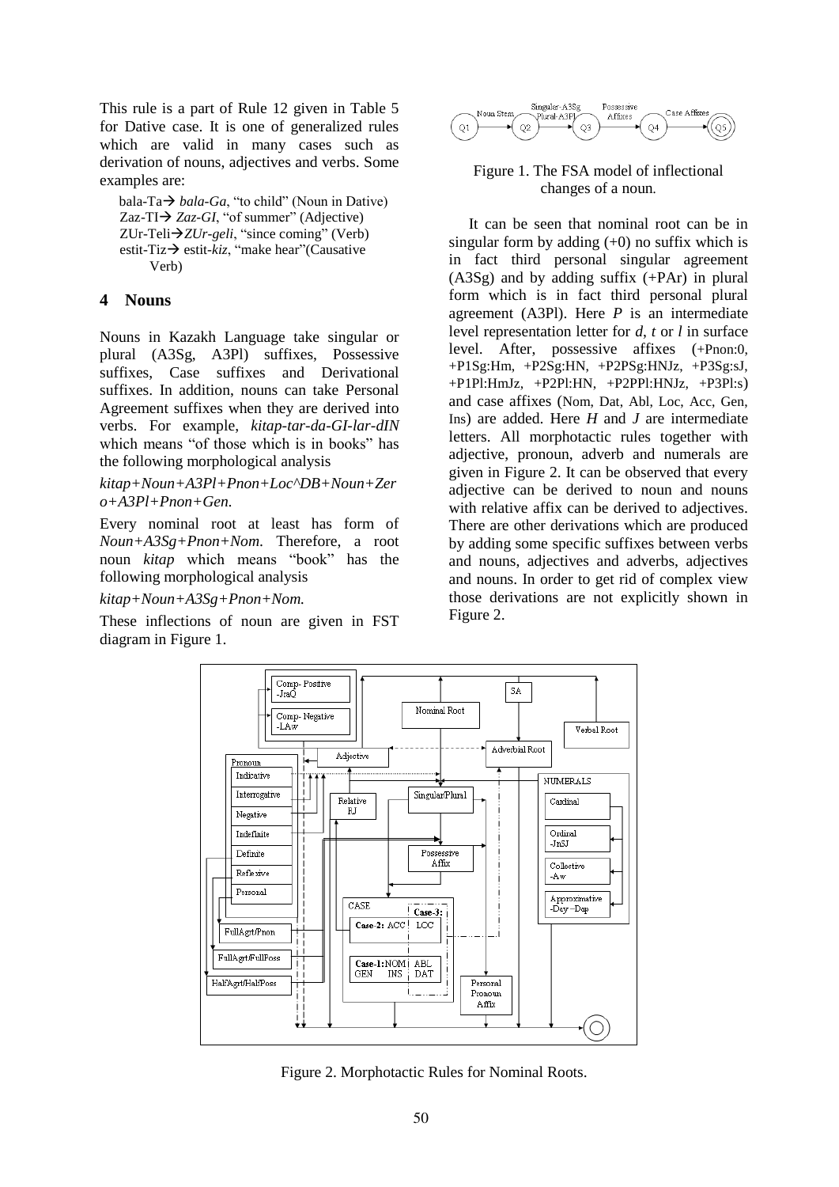This rule is a part of Rule 12 given in Table 5 for Dative case. It is one of generalized rules which are valid in many cases such as derivation of nouns, adjectives and verbs. Some examples are:

bala-Ta→ *bala-Ga*, "to child" (Noun in Dative)
Zaz-TI→ *Zaz-GI*, "of summer" (Adjective)
ZUr-Teli→*ZUr-geli*, "since coming" (Verb)
estit-Tiz→ estit-*kiz*, "make hear"(Causative Verb)

## 4 Nouns

Nouns in Kazakh Language take singular or plural (A3Sg, A3Pl) suffixes, Possessive suffixes, Case suffixes and Derivational suffixes. In addition, nouns can take Personal Agreement suffixes when they are derived into verbs. For example, *kitap-tar-da-GI-lar-dIN* which means "of those which is in books" has the following morphological analysis

*kitap+Noun+A3Pl+Pnon+Loc^DB+Noun+Zero+A3Pl+Pnon+Gen.*

Every nominal root at least has form of *Noun+A3Sg+Pnon+Nom.* Therefore, a root noun *kitap* which means "book" has the following morphological analysis

*kitap+Noun+A3Sg+Pnon+Nom.*

These inflections of noun are given in FST diagram in Figure 1.

Figure 1. The FSA model of inflectional changes of a noun.

It can be seen that nominal root can be in singular form by adding (+0) no suffix which is in fact third personal singular agreement (A3Sg) and by adding suffix (+PAr) in plural form which is in fact third personal plural agreement (A3Pl). Here *P* is an intermediate level representation letter for *d*, *t* or *l* in surface level. After, possessive affixes (+Pnon:0, +P1Sg:Hm, +P2Sg:HN, +P2PSg:HNJz, +P3Sg:sJ, +P1Pl:HmJz, +P2Pl:HN, +P2PPl:HNJz, +P3Pl:s) and case affixes (Nom, Dat, Abl, Loc, Acc, Gen, Ins) are added. Here *H* and *J* are intermediate letters. All morphotactic rules together with adjective, pronoun, adverb and numerals are given in Figure 2. It can be observed that every adjective can be derived to noun and nouns with relative affix can be derived to adjectives. There are other derivations which are produced by adding some specific suffixes between verbs and nouns, adjectives and adverbs, adjectives and nouns. In order to get rid of complex view those derivations are not explicitly shown in Figure 2.

Figure 2. Morphotactic Rules for Nominal Roots.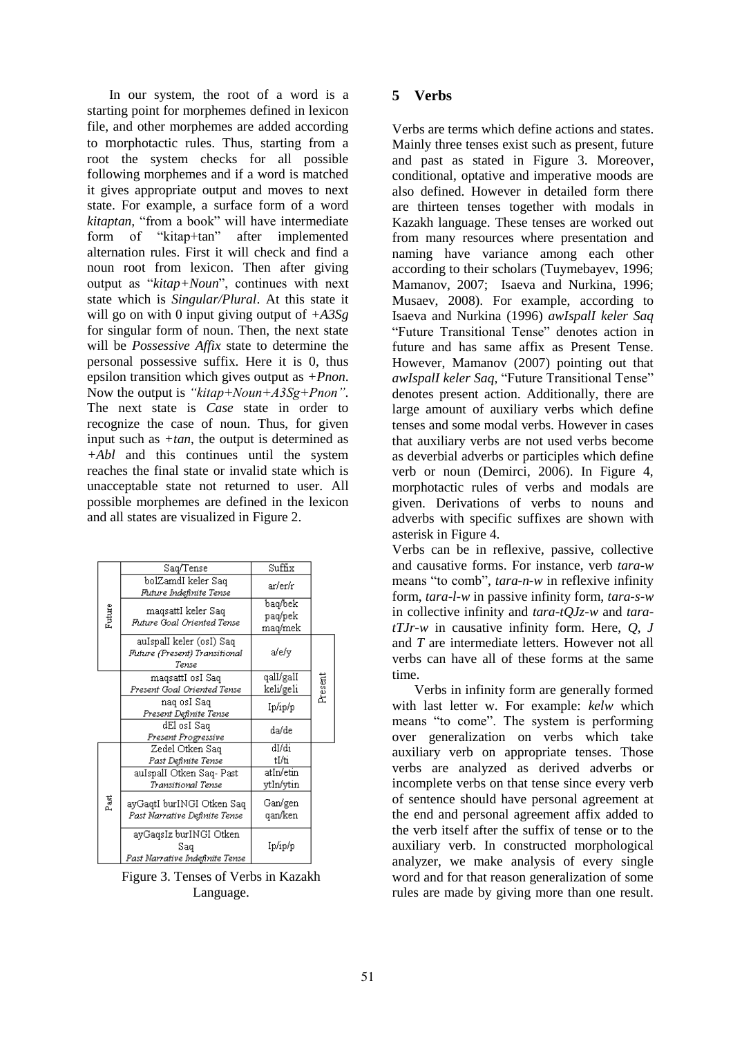In our system, the root of a word is a starting point for morphemes defined in lexicon file, and other morphemes are added according to morphotactic rules. Thus, starting from a root the system checks for all possible following morphemes and if a word is matched it gives appropriate output and moves to next state. For example, a surface form of a word *kitaptan,* "from a book" will have intermediate form of "kitap+tan" after implemented alternation rules. First it will check and find a noun root from lexicon. Then after giving output as "*kitap+Noun*", continues with next state which is *Singular/Plural*. At this state it will go on with 0 input giving output of *+A3Sg* for singular form of noun. Then, the next state will be *Possessive Affix* state to determine the personal possessive suffix. Here it is 0, thus epsilon transition which gives output as *+Pnon*. Now the output is *"kitap+Noun+A3Sg+Pnon".* The next state is *Case* state in order to recognize the case of noun. Thus, for given input such as *+tan*, the output is determined as *+Abl* and this continues until the system reaches the final state or invalid state which is unacceptable state not returned to user. All possible morphemes are defined in the lexicon and all states are visualized in Figure 2.

| | Saq/Tense | Suffix | |
|---|---|---|---|
| Future | bolZamdI keler Saq<br>*Future Indefinite Tense* | ar/er/r | |
| Future | maqsattI keler Saq<br>*Future Goal Oriented Tense* | baq/bek<br>paq/pek<br>maq/mek | |
| Future | auIspalI keler (osI) Saq<br>*Future (Present) Transitional Tense* | a/e/y | Present |
| | maqsattI osI Saq<br>*Present Goal Oriented Tense* | qalI/galI<br>keli/geli | Present |
| | naq osI Saq<br>*Present Definite Tense* | Ip/ip/p | Present |
| | dEl osI Saq<br>*Present Progressive* | da/de | Present |
| Past | Zedel Otken Saq<br>*Past Definite Tense* | dI/di<br>tI/ti | |
| Past | auIspalI Otken Saq- Past<br>*Transitional Tense* | atIn/etin<br>ytIn/ytin | |
| Past | ayGaqtI burINGI Otken Saq<br>*Past Narrative Definite Tense* | Gan/gen<br>qan/ken | |
| Past | ayGaqsIz burINGI Otken Saq<br>*Past Narrative Indefinite Tense* | Ip/ip/p | |

Figure 3. Tenses of Verbs in Kazakh Language.

## 5 Verbs

Verbs are terms which define actions and states. Mainly three tenses exist such as present, future and past as stated in Figure 3. Moreover, conditional, optative and imperative moods are also defined. However in detailed form there are thirteen tenses together with modals in Kazakh language. These tenses are worked out from many resources where presentation and naming have variance among each other according to their scholars (Tuymebayev, 1996; Mamanov, 2007; Isaeva and Nurkina, 1996; Musaev, 2008). For example, according to Isaeva and Nurkina (1996) *awIspalI keler Saq* "Future Transitional Tense" denotes action in future and has same affix as Present Tense. However, Mamanov (2007) pointing out that *awIspalI keler Saq,* "Future Transitional Tense" denotes present action. Additionally, there are large amount of auxiliary verbs which define tenses and some modal verbs. However in cases that auxiliary verbs are not used verbs become as deverbial adverbs or participles which define verb or noun (Demirci, 2006). In Figure 4, morphotactic rules of verbs and modals are given. Derivations of verbs to nouns and adverbs with specific suffixes are shown with asterisk in Figure 4.

Verbs can be in reflexive, passive, collective and causative forms. For instance, verb *tara-w* means "to comb", *tara-n-w* in reflexive infinity form, *tara-l-w* in passive infinity form, *tara-s-w* in collective infinity and *tara-tQJz-w* and *tara-tTJr-w* in causative infinity form. Here, *Q*, *J* and *T* are intermediate letters. However not all verbs can have all of these forms at the same time.

Verbs in infinity form are generally formed with last letter w. For example: *kelw* which means "to come". The system is performing over generalization on verbs which take auxiliary verb on appropriate tenses. Those verbs are analyzed as derived adverbs or incomplete verbs on that tense since every verb of sentence should have personal agreement at the end and personal agreement affix added to the verb itself after the suffix of tense or to the auxiliary verb. In constructed morphological analyzer, we make analysis of every single word and for that reason generalization of some rules are made by giving more than one result.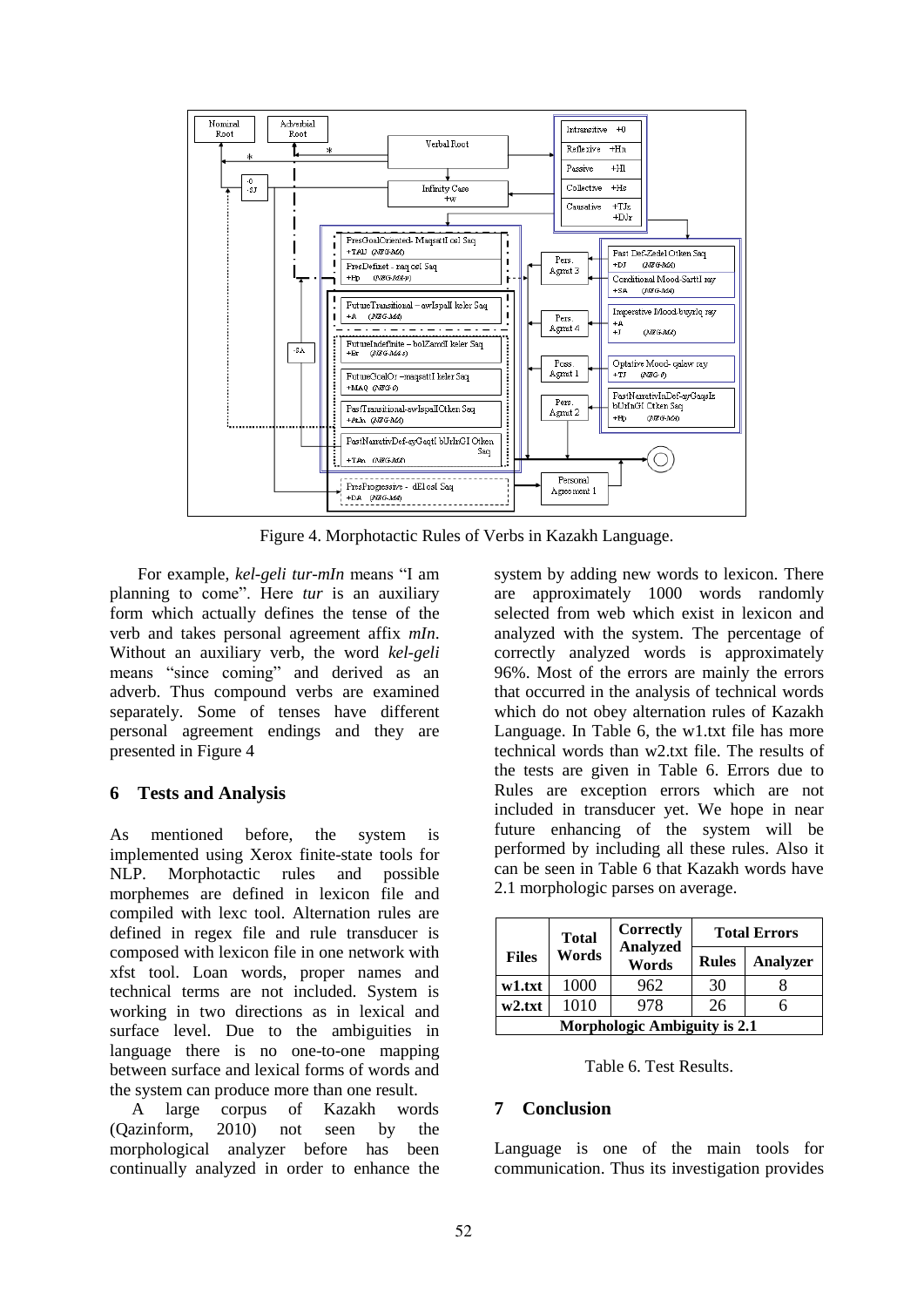Figure 4. Morphotactic Rules of Verbs in Kazakh Language.

For example, *kel-geli tur-mIn* means "I am planning to come". Here *tur* is an auxiliary form which actually defines the tense of the verb and takes personal agreement affix *mIn*. Without an auxiliary verb, the word *kel-geli* means "since coming" and derived as an adverb. Thus compound verbs are examined separately. Some of tenses have different personal agreement endings and they are presented in Figure 4

## 6 Tests and Analysis

As mentioned before, the system is implemented using Xerox finite-state tools for NLP. Morphotactic rules and possible morphemes are defined in lexicon file and compiled with lexc tool. Alternation rules are defined in regex file and rule transducer is composed with lexicon file in one network with xfst tool. Loan words, proper names and technical terms are not included. System is working in two directions as in lexical and surface level. Due to the ambiguities in language there is no one-to-one mapping between surface and lexical forms of words and the system can produce more than one result.

A large corpus of Kazakh words (Qazinform, 2010) not seen by the morphological analyzer before has been continually analyzed in order to enhance the system by adding new words to lexicon. There are approximately 1000 words randomly selected from web which exist in lexicon and analyzed with the system. The percentage of correctly analyzed words is approximately 96%. Most of the errors are mainly the errors that occurred in the analysis of technical words which do not obey alternation rules of Kazakh Language. In Table 6, the w1.txt file has more technical words than w2.txt file. The results of the tests are given in Table 6. Errors due to Rules are exception errors which are not included in transducer yet. We hope in near future enhancing of the system will be performed by including all these rules. Also it can be seen in Table 6 that Kazakh words have 2.1 morphologic parses on average.

| Files | Total Words | Correctly Analyzed Words | Total Errors | |
|---|---|---|---|---|
| | | | Rules | Analyzer |
| w1.txt | 1000 | 962 | 30 | 8 |
| w2.txt | 1010 | 978 | 26 | 6 |
| Morphologic Ambiguity is 2.1 | | | | |

Table 6. Test Results.

## 7 Conclusion

Language is one of the main tools for communication. Thus its investigation provides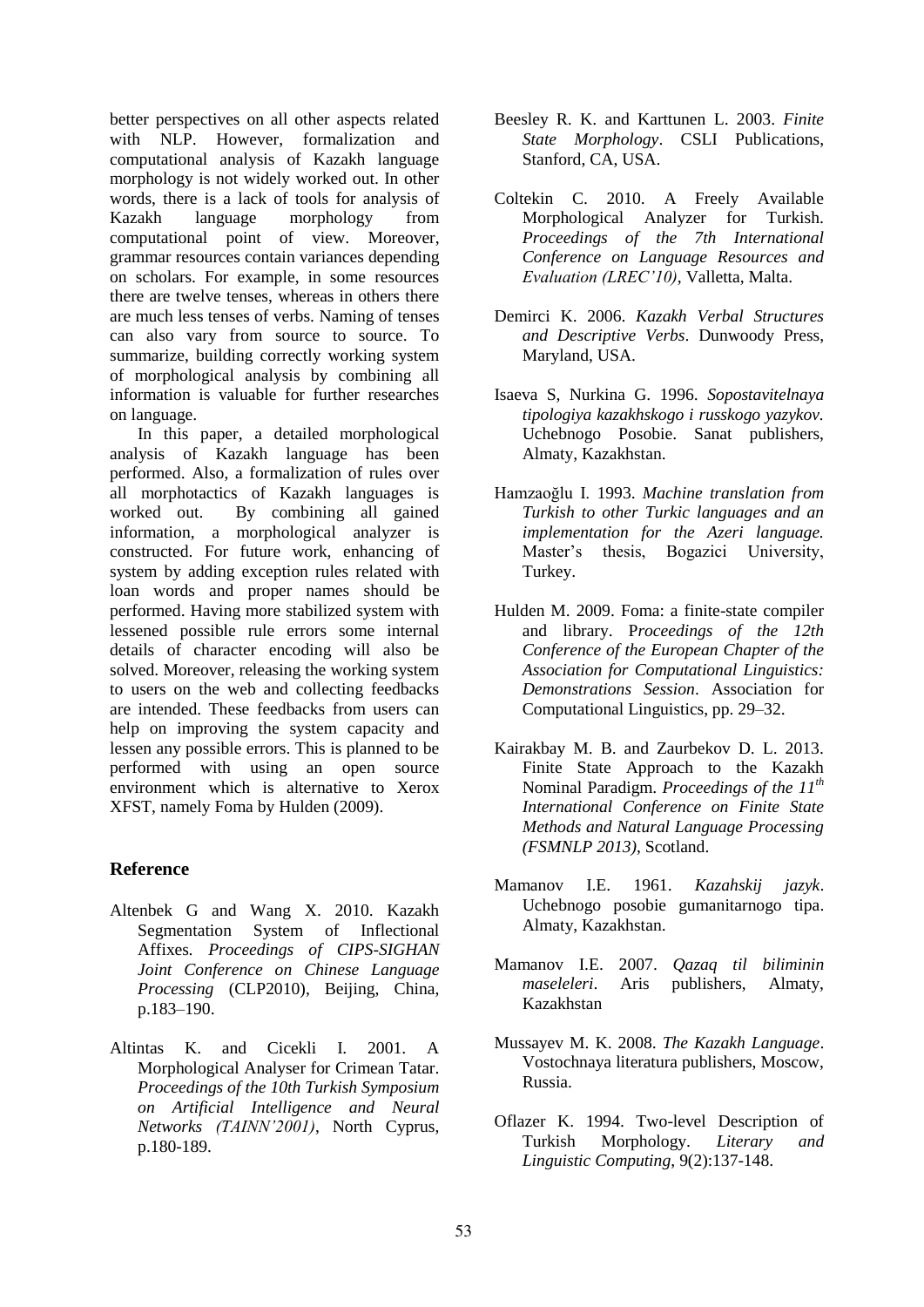better perspectives on all other aspects related with NLP. However, formalization and computational analysis of Kazakh language morphology is not widely worked out. In other words, there is a lack of tools for analysis of Kazakh language morphology from computational point of view. Moreover, grammar resources contain variances depending on scholars. For example, in some resources there are twelve tenses, whereas in others there are much less tenses of verbs. Naming of tenses can also vary from source to source. To summarize, building correctly working system of morphological analysis by combining all information is valuable for further researches on language.

In this paper, a detailed morphological analysis of Kazakh language has been performed. Also, a formalization of rules over all morphotactics of Kazakh languages is worked out. By combining all gained information, a morphological analyzer is constructed. For future work, enhancing of system by adding exception rules related with loan words and proper names should be performed. Having more stabilized system with lessened possible rule errors some internal details of character encoding will also be solved. Moreover, releasing the working system to users on the web and collecting feedbacks are intended. These feedbacks from users can help on improving the system capacity and lessen any possible errors. This is planned to be performed with using an open source environment which is alternative to Xerox XFST, namely Foma by Hulden (2009).

## Reference

Altenbek G and Wang X. 2010. Kazakh Segmentation System of Inflectional Affixes. *Proceedings of CIPS-SIGHAN Joint Conference on Chinese Language Processing* (CLP2010), Beijing, China, p.183–190.

Altintas K. and Cicekli I. 2001. A Morphological Analyser for Crimean Tatar. *Proceedings of the 10th Turkish Symposium on Artificial Intelligence and Neural Networks (TAINN'2001)*, North Cyprus, p.180-189.

Beesley R. K. and Karttunen L. 2003. *Finite State Morphology*. CSLI Publications, Stanford, CA, USA.

Coltekin C. 2010. A Freely Available Morphological Analyzer for Turkish. *Proceedings of the 7th International Conference on Language Resources and Evaluation (LREC'10)*, Valletta, Malta.

Demirci K. 2006. *Kazakh Verbal Structures and Descriptive Verbs*. Dunwoody Press, Maryland, USA.

Isaeva S, Nurkina G. 1996. *Sopostavitelnaya tipologiya kazakhskogo i russkogo yazykov.* Uchebnogo Posobie. Sanat publishers, Almaty, Kazakhstan.

Hamzaoğlu I. 1993. *Machine translation from Turkish to other Turkic languages and an implementation for the Azeri language.* Master's thesis, Bogazici University, Turkey.

Hulden M. 2009. Foma: a finite-state compiler and library. P*roceedings of the 12th Conference of the European Chapter of the Association for Computational Linguistics: Demonstrations Session*. Association for Computational Linguistics, pp. 29–32.

Kairakbay M. B. and Zaurbekov D. L. 2013. Finite State Approach to the Kazakh Nominal Paradigm. *Proceedings of the 11th International Conference on Finite State Methods and Natural Language Processing (FSMNLP 2013)*, Scotland.

Mamanov I.E. 1961. *Kazahskij jazyk*. Uchebnogo posobie gumanitarnogo tipa. Almaty, Kazakhstan.

Mamanov I.E. 2007. *Qazaq til biliminin maseleleri*. Aris publishers, Almaty, Kazakhstan

Mussayev M. K. 2008. *The Kazakh Language*. Vostochnaya literatura publishers, Moscow, Russia.

Oflazer K. 1994. Two-level Description of Turkish Morphology. *Literary and Linguistic Computing*, 9(2):137-148.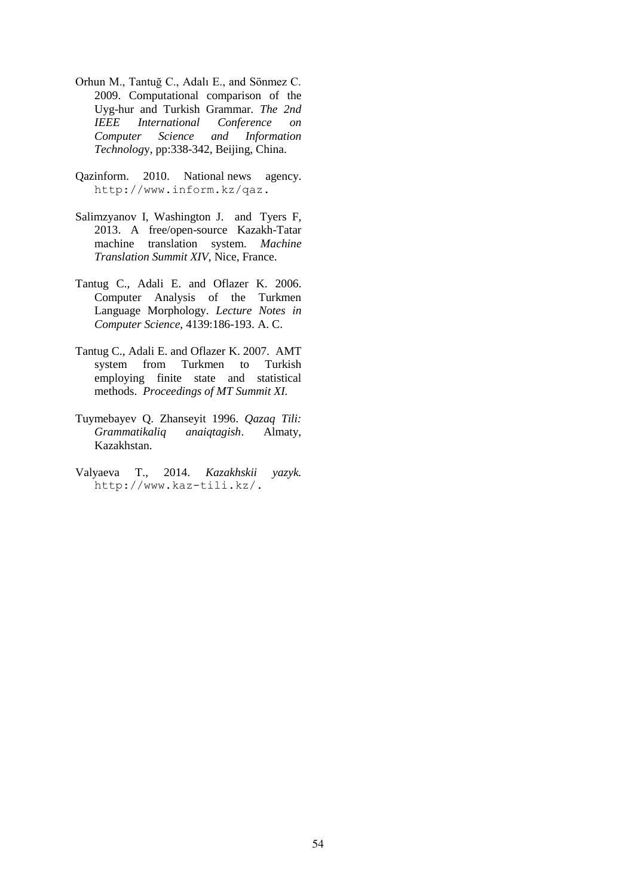Orhun M., Tantuğ C., Adalı E., and Sönmez C. 2009. Computational comparison of the Uyg-hur and Turkish Grammar. *The 2nd IEEE International Conference on Computer Science and Information Technolog*y, pp:338-342, Beijing, China.

Qazinform. 2010. National news agency. http://www.inform.kz/qaz.

Salimzyanov I, Washington J. and Tyers F, 2013. A free/open-source Kazakh-Tatar machine translation system. *Machine Translation Summit XIV*, Nice, France.

Tantug C., Adali E. and Oflazer K. 2006. Computer Analysis of the Turkmen Language Morphology. *Lecture Notes in Computer Science*, 4139:186-193. A. C.

Tantug C., Adali E. and Oflazer K. 2007. AMT system from Turkmen to Turkish employing finite state and statistical methods. *Proceedings of MT Summit XI.*

Tuymebayev Q. Zhanseyit 1996. *Qazaq Tili: Grammatikaliq anaiqtagish*. Almaty, Kazakhstan.

Valyaeva T., 2014. *Kazakhskii yazyk.* http://www.kaz-tili.kz/.